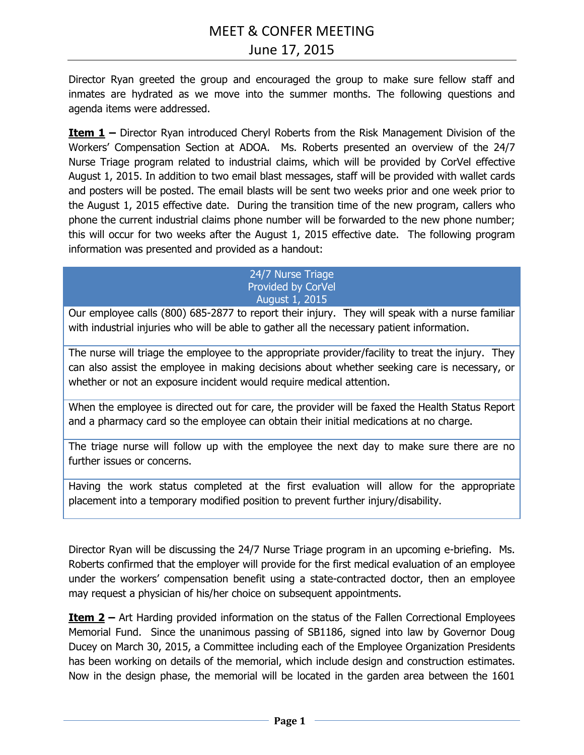# MEET & CONFER MEETING
## June 17, 2015

Director Ryan greeted the group and encouraged the group to make sure fellow staff and inmates are hydrated as we move into the summer months. The following questions and agenda items were addressed.

**Item 1 –** Director Ryan introduced Cheryl Roberts from the Risk Management Division of the Workers' Compensation Section at ADOA. Ms. Roberts presented an overview of the 24/7 Nurse Triage program related to industrial claims, which will be provided by CorVel effective August 1, 2015. In addition to two email blast messages, staff will be provided with wallet cards and posters will be posted. The email blasts will be sent two weeks prior and one week prior to the August 1, 2015 effective date. During the transition time of the new program, callers who phone the current industrial claims phone number will be forwarded to the new phone number; this will occur for two weeks after the August 1, 2015 effective date. The following program information was presented and provided as a handout:

| 24/7 Nurse Triage<br>Provided by CorVel<br>August 1, 2015 |
|---|
| Our employee calls (800) 685-2877 to report their injury. They will speak with a nurse familiar with industrial injuries who will be able to gather all the necessary patient information. |
| The nurse will triage the employee to the appropriate provider/facility to treat the injury. They can also assist the employee in making decisions about whether seeking care is necessary, or whether or not an exposure incident would require medical attention. |
| When the employee is directed out for care, the provider will be faxed the Health Status Report and a pharmacy card so the employee can obtain their initial medications at no charge. |
| The triage nurse will follow up with the employee the next day to make sure there are no further issues or concerns. |
| Having the work status completed at the first evaluation will allow for the appropriate placement into a temporary modified position to prevent further injury/disability. |

Director Ryan will be discussing the 24/7 Nurse Triage program in an upcoming e-briefing. Ms. Roberts confirmed that the employer will provide for the first medical evaluation of an employee under the workers' compensation benefit using a state-contracted doctor, then an employee may request a physician of his/her choice on subsequent appointments.

**Item 2 –** Art Harding provided information on the status of the Fallen Correctional Employees Memorial Fund. Since the unanimous passing of SB1186, signed into law by Governor Doug Ducey on March 30, 2015, a Committee including each of the Employee Organization Presidents has been working on details of the memorial, which include design and construction estimates. Now in the design phase, the memorial will be located in the garden area between the 1601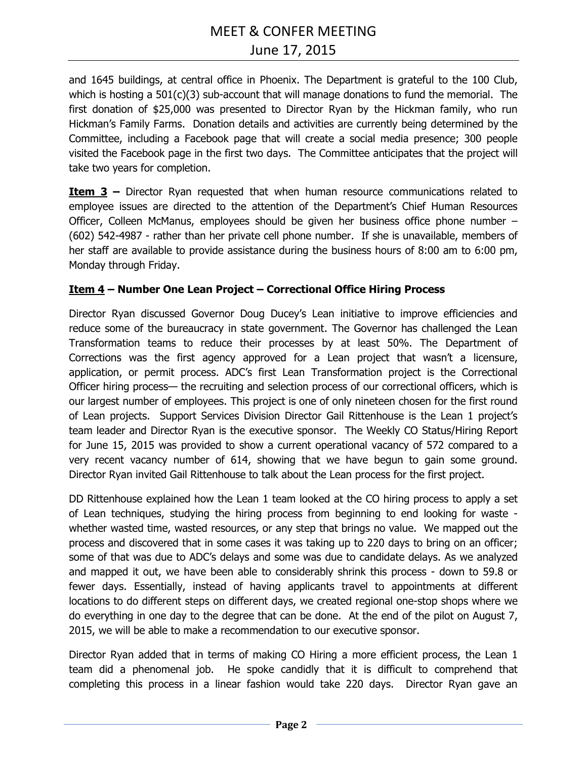and 1645 buildings, at central office in Phoenix. The Department is grateful to the 100 Club, which is hosting a 501(c)(3) sub-account that will manage donations to fund the memorial. The first donation of $25,000 was presented to Director Ryan by the Hickman family, who run Hickman's Family Farms. Donation details and activities are currently being determined by the Committee, including a Facebook page that will create a social media presence; 300 people visited the Facebook page in the first two days. The Committee anticipates that the project will take two years for completion.

**Item 3 –** Director Ryan requested that when human resource communications related to employee issues are directed to the attention of the Department's Chief Human Resources Officer, Colleen McManus, employees should be given her business office phone number – (602) 542-4987 - rather than her private cell phone number. If she is unavailable, members of her staff are available to provide assistance during the business hours of 8:00 am to 6:00 pm, Monday through Friday.

**Item 4 – Number One Lean Project – Correctional Office Hiring Process**

Director Ryan discussed Governor Doug Ducey's Lean initiative to improve efficiencies and reduce some of the bureaucracy in state government. The Governor has challenged the Lean Transformation teams to reduce their processes by at least 50%. The Department of Corrections was the first agency approved for a Lean project that wasn't a licensure, application, or permit process. ADC's first Lean Transformation project is the Correctional Officer hiring process— the recruiting and selection process of our correctional officers, which is our largest number of employees. This project is one of only nineteen chosen for the first round of Lean projects. Support Services Division Director Gail Rittenhouse is the Lean 1 project's team leader and Director Ryan is the executive sponsor. The Weekly CO Status/Hiring Report for June 15, 2015 was provided to show a current operational vacancy of 572 compared to a very recent vacancy number of 614, showing that we have begun to gain some ground. Director Ryan invited Gail Rittenhouse to talk about the Lean process for the first project.

DD Rittenhouse explained how the Lean 1 team looked at the CO hiring process to apply a set of Lean techniques, studying the hiring process from beginning to end looking for waste - whether wasted time, wasted resources, or any step that brings no value. We mapped out the process and discovered that in some cases it was taking up to 220 days to bring on an officer; some of that was due to ADC's delays and some was due to candidate delays. As we analyzed and mapped it out, we have been able to considerably shrink this process - down to 59.8 or fewer days. Essentially, instead of having applicants travel to appointments at different locations to do different steps on different days, we created regional one-stop shops where we do everything in one day to the degree that can be done. At the end of the pilot on August 7, 2015, we will be able to make a recommendation to our executive sponsor.

Director Ryan added that in terms of making CO Hiring a more efficient process, the Lean 1 team did a phenomenal job. He spoke candidly that it is difficult to comprehend that completing this process in a linear fashion would take 220 days. Director Ryan gave an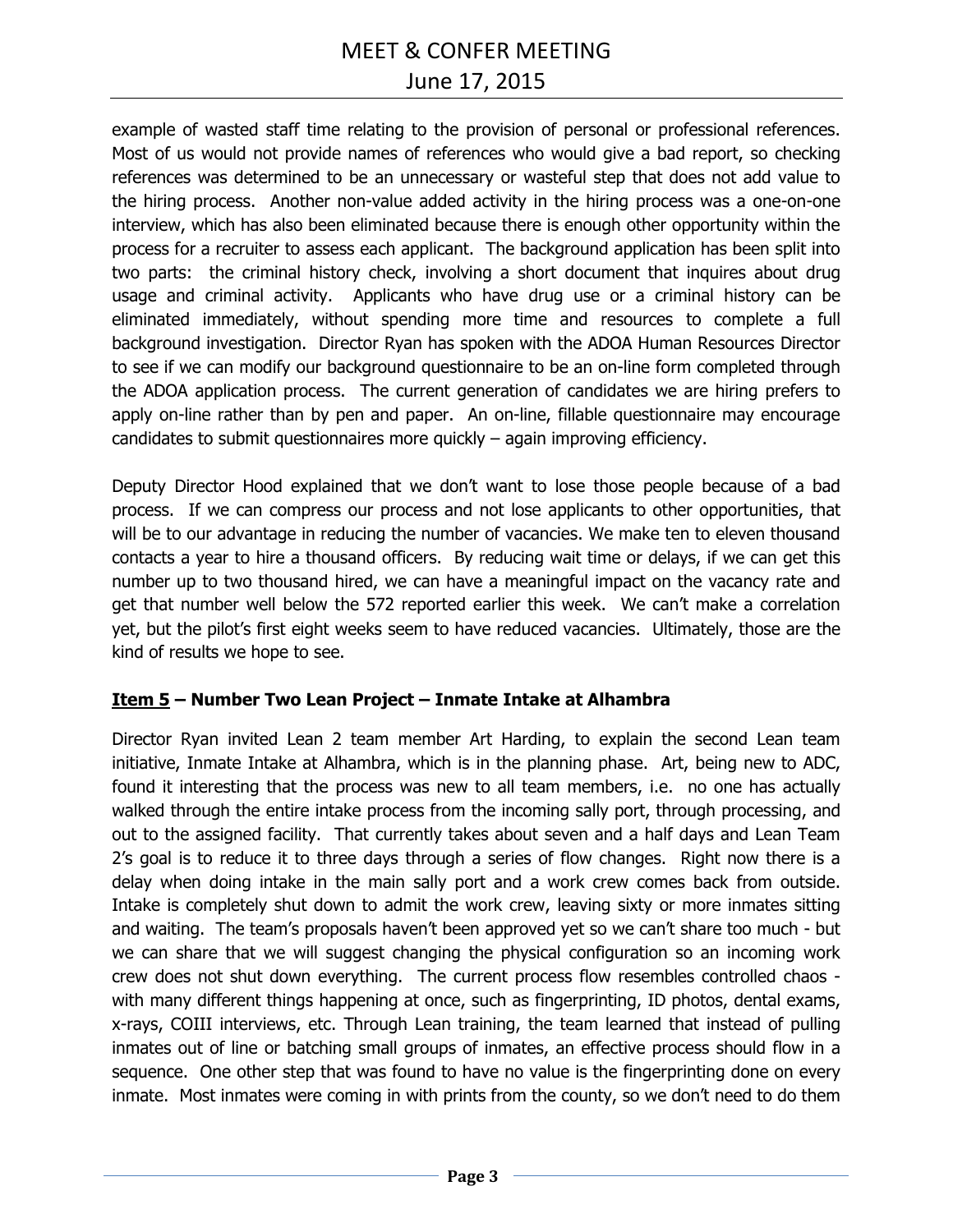example of wasted staff time relating to the provision of personal or professional references. Most of us would not provide names of references who would give a bad report, so checking references was determined to be an unnecessary or wasteful step that does not add value to the hiring process. Another non-value added activity in the hiring process was a one-on-one interview, which has also been eliminated because there is enough other opportunity within the process for a recruiter to assess each applicant. The background application has been split into two parts: the criminal history check, involving a short document that inquires about drug usage and criminal activity. Applicants who have drug use or a criminal history can be eliminated immediately, without spending more time and resources to complete a full background investigation. Director Ryan has spoken with the ADOA Human Resources Director to see if we can modify our background questionnaire to be an on-line form completed through the ADOA application process. The current generation of candidates we are hiring prefers to apply on-line rather than by pen and paper. An on-line, fillable questionnaire may encourage candidates to submit questionnaires more quickly – again improving efficiency.

Deputy Director Hood explained that we don't want to lose those people because of a bad process. If we can compress our process and not lose applicants to other opportunities, that will be to our advantage in reducing the number of vacancies. We make ten to eleven thousand contacts a year to hire a thousand officers. By reducing wait time or delays, if we can get this number up to two thousand hired, we can have a meaningful impact on the vacancy rate and get that number well below the 572 reported earlier this week. We can't make a correlation yet, but the pilot's first eight weeks seem to have reduced vacancies. Ultimately, those are the kind of results we hope to see.

## <u>Item 5</u> – Number Two Lean Project – Inmate Intake at Alhambra

Director Ryan invited Lean 2 team member Art Harding, to explain the second Lean team initiative, Inmate Intake at Alhambra, which is in the planning phase. Art, being new to ADC, found it interesting that the process was new to all team members, i.e. no one has actually walked through the entire intake process from the incoming sally port, through processing, and out to the assigned facility. That currently takes about seven and a half days and Lean Team 2's goal is to reduce it to three days through a series of flow changes. Right now there is a delay when doing intake in the main sally port and a work crew comes back from outside. Intake is completely shut down to admit the work crew, leaving sixty or more inmates sitting and waiting. The team's proposals haven't been approved yet so we can't share too much - but we can share that we will suggest changing the physical configuration so an incoming work crew does not shut down everything. The current process flow resembles controlled chaos - with many different things happening at once, such as fingerprinting, ID photos, dental exams, x-rays, COIII interviews, etc. Through Lean training, the team learned that instead of pulling inmates out of line or batching small groups of inmates, an effective process should flow in a sequence. One other step that was found to have no value is the fingerprinting done on every inmate. Most inmates were coming in with prints from the county, so we don't need to do them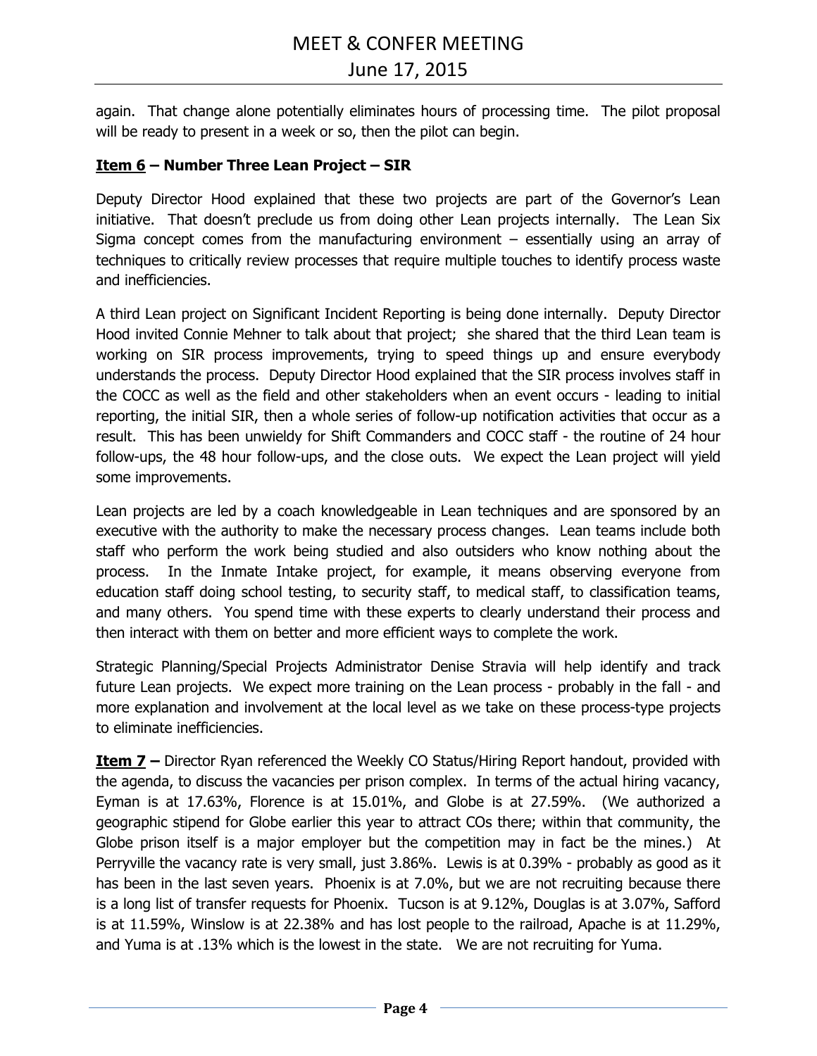again. That change alone potentially eliminates hours of processing time. The pilot proposal will be ready to present in a week or so, then the pilot can begin.

**<u>Item 6</u> – Number Three Lean Project – SIR**

Deputy Director Hood explained that these two projects are part of the Governor's Lean initiative. That doesn't preclude us from doing other Lean projects internally. The Lean Six Sigma concept comes from the manufacturing environment – essentially using an array of techniques to critically review processes that require multiple touches to identify process waste and inefficiencies.

A third Lean project on Significant Incident Reporting is being done internally. Deputy Director Hood invited Connie Mehner to talk about that project; she shared that the third Lean team is working on SIR process improvements, trying to speed things up and ensure everybody understands the process. Deputy Director Hood explained that the SIR process involves staff in the COCC as well as the field and other stakeholders when an event occurs - leading to initial reporting, the initial SIR, then a whole series of follow-up notification activities that occur as a result. This has been unwieldy for Shift Commanders and COCC staff - the routine of 24 hour follow-ups, the 48 hour follow-ups, and the close outs. We expect the Lean project will yield some improvements.

Lean projects are led by a coach knowledgeable in Lean techniques and are sponsored by an executive with the authority to make the necessary process changes. Lean teams include both staff who perform the work being studied and also outsiders who know nothing about the process. In the Inmate Intake project, for example, it means observing everyone from education staff doing school testing, to security staff, to medical staff, to classification teams, and many others. You spend time with these experts to clearly understand their process and then interact with them on better and more efficient ways to complete the work.

Strategic Planning/Special Projects Administrator Denise Stravia will help identify and track future Lean projects. We expect more training on the Lean process - probably in the fall - and more explanation and involvement at the local level as we take on these process-type projects to eliminate inefficiencies.

**<u>Item 7</u> –** Director Ryan referenced the Weekly CO Status/Hiring Report handout, provided with the agenda, to discuss the vacancies per prison complex. In terms of the actual hiring vacancy, Eyman is at 17.63%, Florence is at 15.01%, and Globe is at 27.59%. (We authorized a geographic stipend for Globe earlier this year to attract COs there; within that community, the Globe prison itself is a major employer but the competition may in fact be the mines.) At Perryville the vacancy rate is very small, just 3.86%. Lewis is at 0.39% - probably as good as it has been in the last seven years. Phoenix is at 7.0%, but we are not recruiting because there is a long list of transfer requests for Phoenix. Tucson is at 9.12%, Douglas is at 3.07%, Safford is at 11.59%, Winslow is at 22.38% and has lost people to the railroad, Apache is at 11.29%, and Yuma is at .13% which is the lowest in the state. We are not recruiting for Yuma.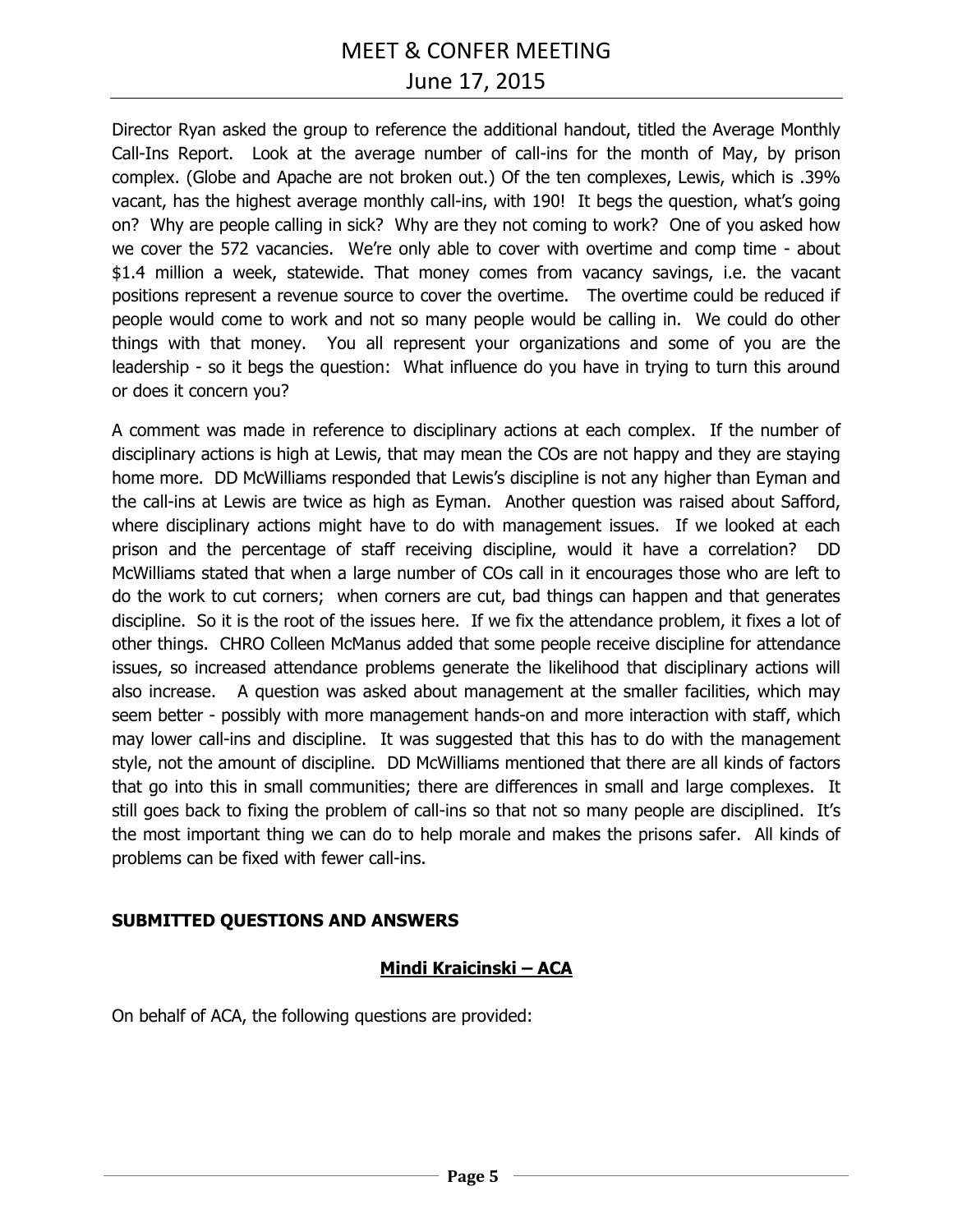Director Ryan asked the group to reference the additional handout, titled the Average Monthly Call-Ins Report. Look at the average number of call-ins for the month of May, by prison complex. (Globe and Apache are not broken out.) Of the ten complexes, Lewis, which is .39% vacant, has the highest average monthly call-ins, with 190! It begs the question, what's going on? Why are people calling in sick? Why are they not coming to work? One of you asked how we cover the 572 vacancies. We're only able to cover with overtime and comp time - about $1.4 million a week, statewide. That money comes from vacancy savings, i.e. the vacant positions represent a revenue source to cover the overtime. The overtime could be reduced if people would come to work and not so many people would be calling in. We could do other things with that money. You all represent your organizations and some of you are the leadership - so it begs the question: What influence do you have in trying to turn this around or does it concern you?

A comment was made in reference to disciplinary actions at each complex. If the number of disciplinary actions is high at Lewis, that may mean the COs are not happy and they are staying home more. DD McWilliams responded that Lewis's discipline is not any higher than Eyman and the call-ins at Lewis are twice as high as Eyman. Another question was raised about Safford, where disciplinary actions might have to do with management issues. If we looked at each prison and the percentage of staff receiving discipline, would it have a correlation? DD McWilliams stated that when a large number of COs call in it encourages those who are left to do the work to cut corners; when corners are cut, bad things can happen and that generates discipline. So it is the root of the issues here. If we fix the attendance problem, it fixes a lot of other things. CHRO Colleen McManus added that some people receive discipline for attendance issues, so increased attendance problems generate the likelihood that disciplinary actions will also increase. A question was asked about management at the smaller facilities, which may seem better - possibly with more management hands-on and more interaction with staff, which may lower call-ins and discipline. It was suggested that this has to do with the management style, not the amount of discipline. DD McWilliams mentioned that there are all kinds of factors that go into this in small communities; there are differences in small and large complexes. It still goes back to fixing the problem of call-ins so that not so many people are disciplined. It's the most important thing we can do to help morale and makes the prisons safer. All kinds of problems can be fixed with fewer call-ins.

## SUBMITTED QUESTIONS AND ANSWERS

### Mindi Kraicinski – ACA

On behalf of ACA, the following questions are provided: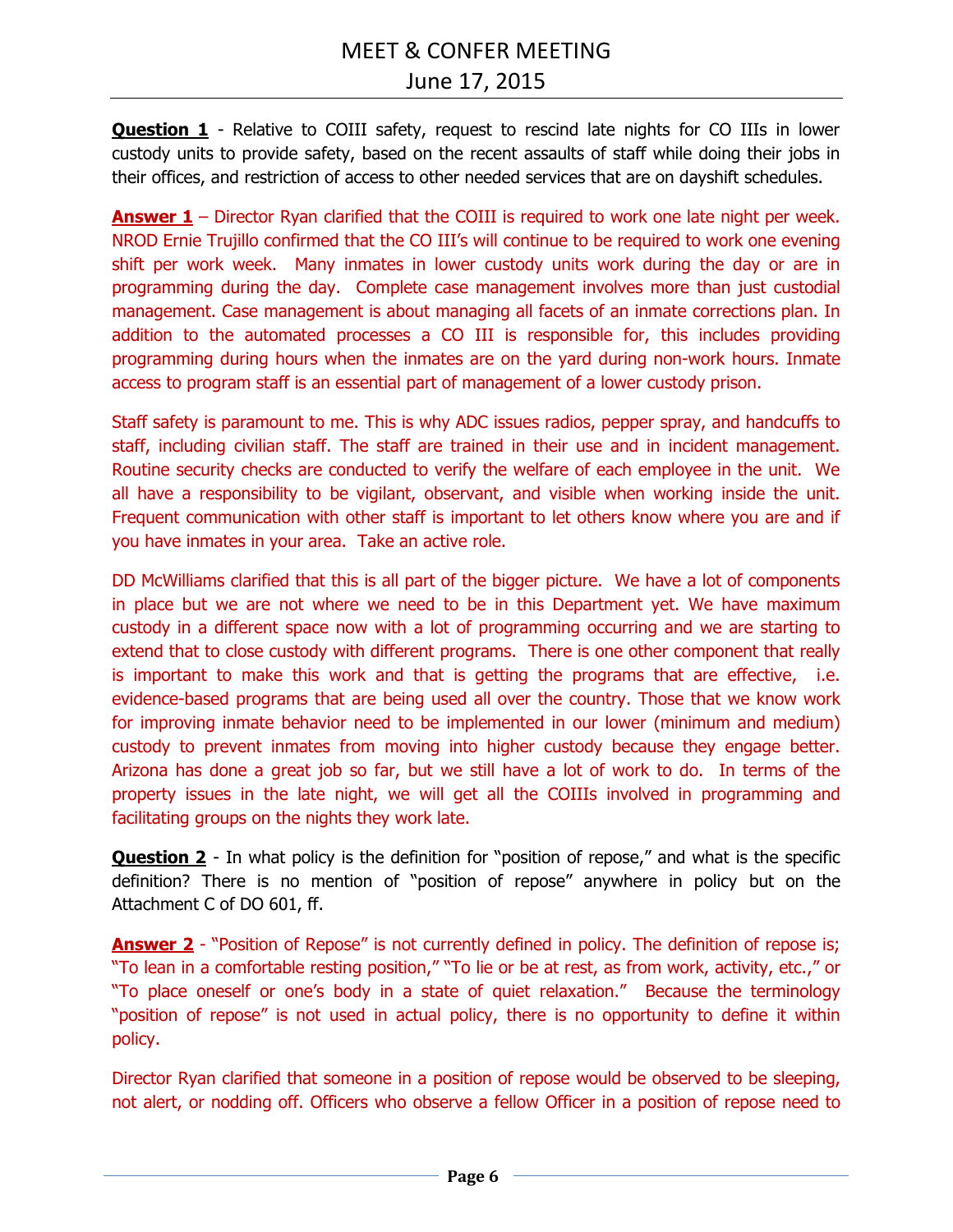**Question 1** - Relative to COIII safety, request to rescind late nights for CO IIIs in lower custody units to provide safety, based on the recent assaults of staff while doing their jobs in their offices, and restriction of access to other needed services that are on dayshift schedules.

**Answer 1** – Director Ryan clarified that the COIII is required to work one late night per week. NROD Ernie Trujillo confirmed that the CO III's will continue to be required to work one evening shift per work week. Many inmates in lower custody units work during the day or are in programming during the day. Complete case management involves more than just custodial management. Case management is about managing all facets of an inmate corrections plan. In addition to the automated processes a CO III is responsible for, this includes providing programming during hours when the inmates are on the yard during non-work hours. Inmate access to program staff is an essential part of management of a lower custody prison.

Staff safety is paramount to me. This is why ADC issues radios, pepper spray, and handcuffs to staff, including civilian staff. The staff are trained in their use and in incident management. Routine security checks are conducted to verify the welfare of each employee in the unit. We all have a responsibility to be vigilant, observant, and visible when working inside the unit. Frequent communication with other staff is important to let others know where you are and if you have inmates in your area. Take an active role.

DD McWilliams clarified that this is all part of the bigger picture. We have a lot of components in place but we are not where we need to be in this Department yet. We have maximum custody in a different space now with a lot of programming occurring and we are starting to extend that to close custody with different programs. There is one other component that really is important to make this work and that is getting the programs that are effective, i.e. evidence-based programs that are being used all over the country. Those that we know work for improving inmate behavior need to be implemented in our lower (minimum and medium) custody to prevent inmates from moving into higher custody because they engage better. Arizona has done a great job so far, but we still have a lot of work to do. In terms of the property issues in the late night, we will get all the COIIIs involved in programming and facilitating groups on the nights they work late.

**Question 2** - In what policy is the definition for "position of repose," and what is the specific definition? There is no mention of "position of repose" anywhere in policy but on the Attachment C of DO 601, ff.

**Answer 2** - "Position of Repose" is not currently defined in policy. The definition of repose is; "To lean in a comfortable resting position," "To lie or be at rest, as from work, activity, etc.," or "To place oneself or one's body in a state of quiet relaxation." Because the terminology "position of repose" is not used in actual policy, there is no opportunity to define it within policy.

Director Ryan clarified that someone in a position of repose would be observed to be sleeping, not alert, or nodding off. Officers who observe a fellow Officer in a position of repose need to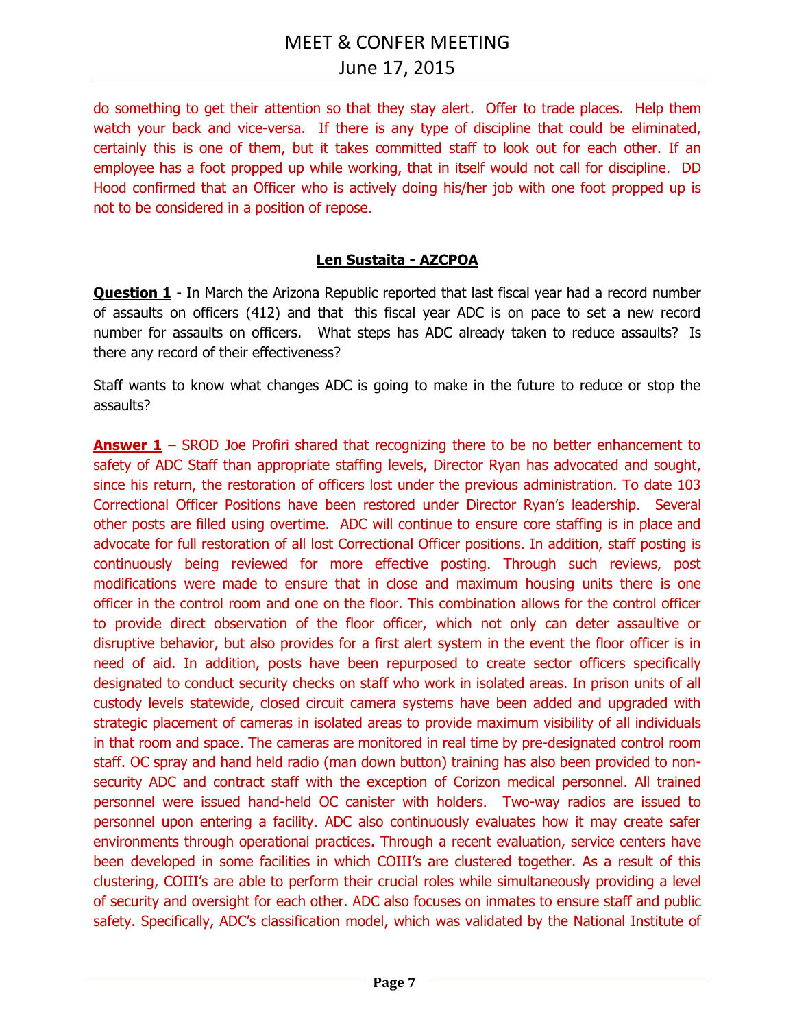do something to get their attention so that they stay alert. Offer to trade places. Help them watch your back and vice-versa. If there is any type of discipline that could be eliminated, certainly this is one of them, but it takes committed staff to look out for each other. If an employee has a foot propped up while working, that in itself would not call for discipline. DD Hood confirmed that an Officer who is actively doing his/her job with one foot propped up is not to be considered in a position of repose.

## Len Sustaita - AZCPOA

**Question 1** - In March the Arizona Republic reported that last fiscal year had a record number of assaults on officers (412) and that this fiscal year ADC is on pace to set a new record number for assaults on officers. What steps has ADC already taken to reduce assaults? Is there any record of their effectiveness?

Staff wants to know what changes ADC is going to make in the future to reduce or stop the assaults?

**Answer 1** – SROD Joe Profiri shared that recognizing there to be no better enhancement to safety of ADC Staff than appropriate staffing levels, Director Ryan has advocated and sought, since his return, the restoration of officers lost under the previous administration. To date 103 Correctional Officer Positions have been restored under Director Ryan's leadership. Several other posts are filled using overtime. ADC will continue to ensure core staffing is in place and advocate for full restoration of all lost Correctional Officer positions. In addition, staff posting is continuously being reviewed for more effective posting. Through such reviews, post modifications were made to ensure that in close and maximum housing units there is one officer in the control room and one on the floor. This combination allows for the control officer to provide direct observation of the floor officer, which not only can deter assaultive or disruptive behavior, but also provides for a first alert system in the event the floor officer is in need of aid. In addition, posts have been repurposed to create sector officers specifically designated to conduct security checks on staff who work in isolated areas. In prison units of all custody levels statewide, closed circuit camera systems have been added and upgraded with strategic placement of cameras in isolated areas to provide maximum visibility of all individuals in that room and space. The cameras are monitored in real time by pre-designated control room staff. OC spray and hand held radio (man down button) training has also been provided to non-security ADC and contract staff with the exception of Corizon medical personnel. All trained personnel were issued hand-held OC canister with holders. Two-way radios are issued to personnel upon entering a facility. ADC also continuously evaluates how it may create safer environments through operational practices. Through a recent evaluation, service centers have been developed in some facilities in which COIII's are clustered together. As a result of this clustering, COIII's are able to perform their crucial roles while simultaneously providing a level of security and oversight for each other. ADC also focuses on inmates to ensure staff and public safety. Specifically, ADC's classification model, which was validated by the National Institute of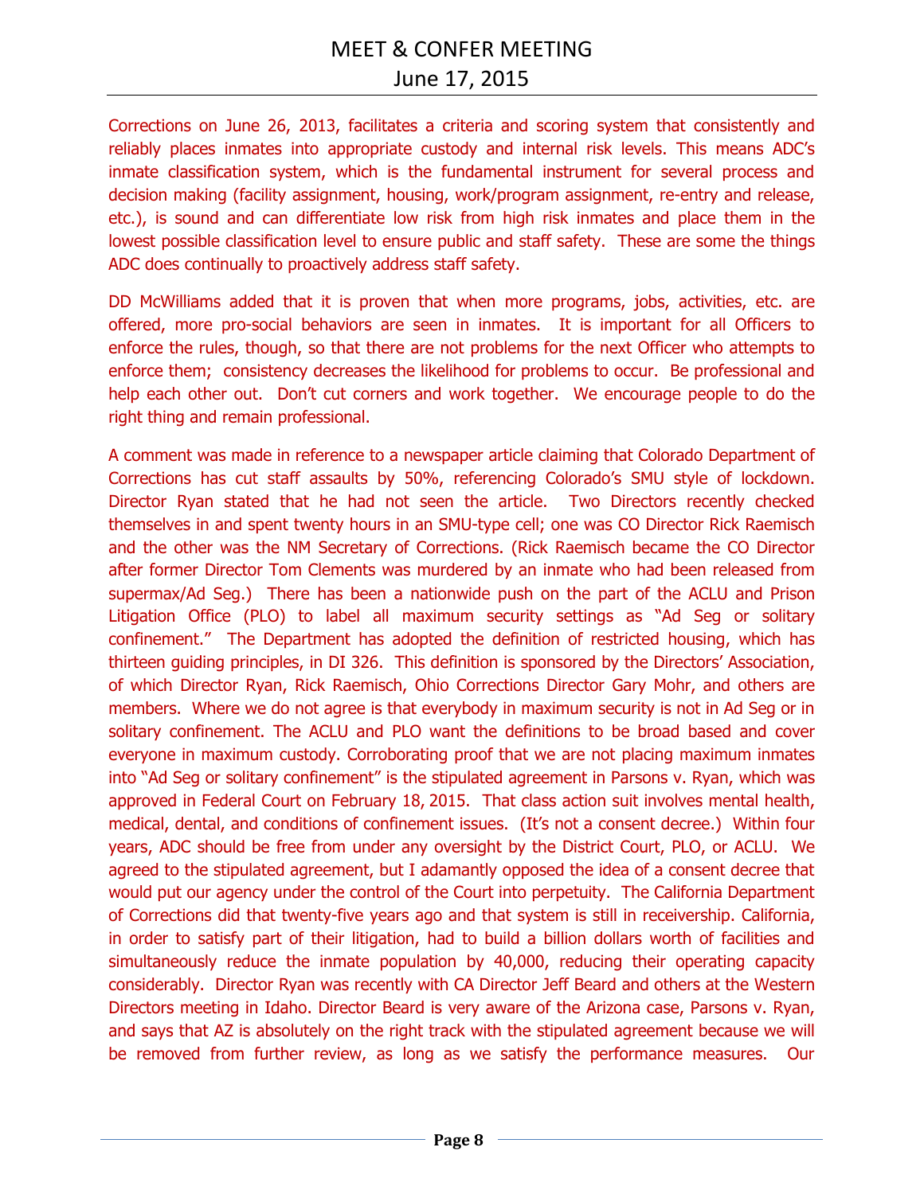Corrections on June 26, 2013, facilitates a criteria and scoring system that consistently and reliably places inmates into appropriate custody and internal risk levels. This means ADC's inmate classification system, which is the fundamental instrument for several process and decision making (facility assignment, housing, work/program assignment, re-entry and release, etc.), is sound and can differentiate low risk from high risk inmates and place them in the lowest possible classification level to ensure public and staff safety. These are some the things ADC does continually to proactively address staff safety.

DD McWilliams added that it is proven that when more programs, jobs, activities, etc. are offered, more pro-social behaviors are seen in inmates. It is important for all Officers to enforce the rules, though, so that there are not problems for the next Officer who attempts to enforce them; consistency decreases the likelihood for problems to occur. Be professional and help each other out. Don't cut corners and work together. We encourage people to do the right thing and remain professional.

A comment was made in reference to a newspaper article claiming that Colorado Department of Corrections has cut staff assaults by 50%, referencing Colorado's SMU style of lockdown. Director Ryan stated that he had not seen the article. Two Directors recently checked themselves in and spent twenty hours in an SMU-type cell; one was CO Director Rick Raemisch and the other was the NM Secretary of Corrections. (Rick Raemisch became the CO Director after former Director Tom Clements was murdered by an inmate who had been released from supermax/Ad Seg.) There has been a nationwide push on the part of the ACLU and Prison Litigation Office (PLO) to label all maximum security settings as "Ad Seg or solitary confinement." The Department has adopted the definition of restricted housing, which has thirteen guiding principles, in DI 326. This definition is sponsored by the Directors' Association, of which Director Ryan, Rick Raemisch, Ohio Corrections Director Gary Mohr, and others are members. Where we do not agree is that everybody in maximum security is not in Ad Seg or in solitary confinement. The ACLU and PLO want the definitions to be broad based and cover everyone in maximum custody. Corroborating proof that we are not placing maximum inmates into "Ad Seg or solitary confinement" is the stipulated agreement in Parsons v. Ryan, which was approved in Federal Court on February 18, 2015. That class action suit involves mental health, medical, dental, and conditions of confinement issues. (It's not a consent decree.) Within four years, ADC should be free from under any oversight by the District Court, PLO, or ACLU. We agreed to the stipulated agreement, but I adamantly opposed the idea of a consent decree that would put our agency under the control of the Court into perpetuity. The California Department of Corrections did that twenty-five years ago and that system is still in receivership. California, in order to satisfy part of their litigation, had to build a billion dollars worth of facilities and simultaneously reduce the inmate population by 40,000, reducing their operating capacity considerably. Director Ryan was recently with CA Director Jeff Beard and others at the Western Directors meeting in Idaho. Director Beard is very aware of the Arizona case, Parsons v. Ryan, and says that AZ is absolutely on the right track with the stipulated agreement because we will be removed from further review, as long as we satisfy the performance measures. Our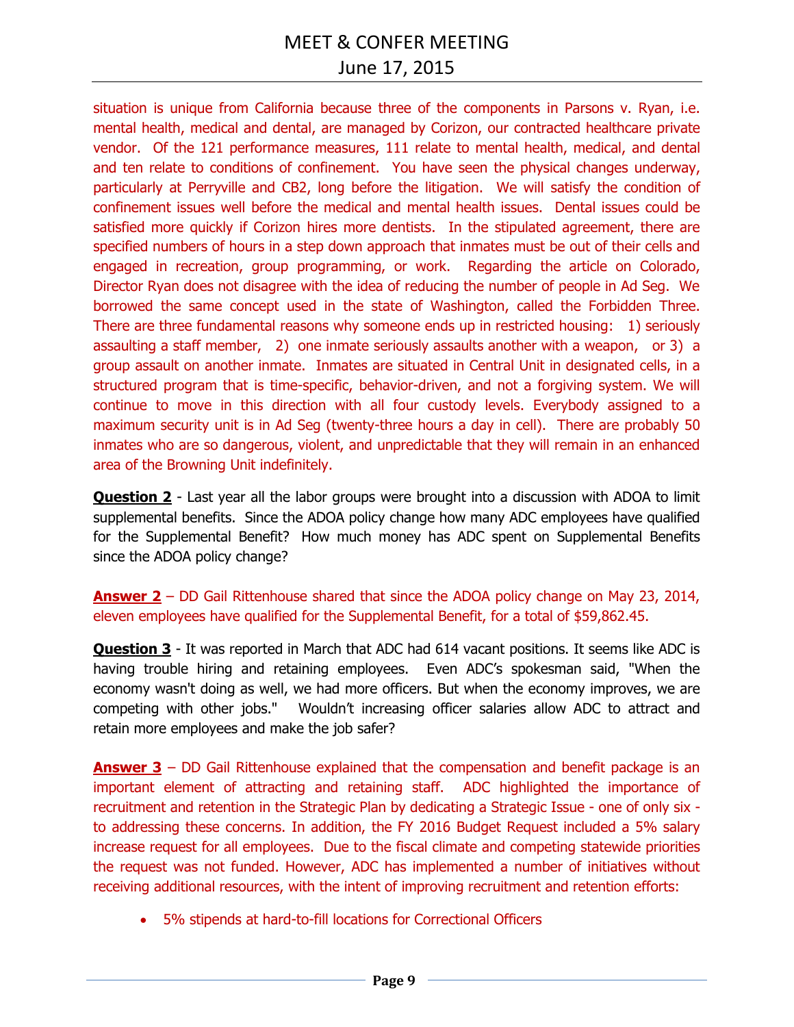situation is unique from California because three of the components in Parsons v. Ryan, i.e. mental health, medical and dental, are managed by Corizon, our contracted healthcare private vendor. Of the 121 performance measures, 111 relate to mental health, medical, and dental and ten relate to conditions of confinement. You have seen the physical changes underway, particularly at Perryville and CB2, long before the litigation. We will satisfy the condition of confinement issues well before the medical and mental health issues. Dental issues could be satisfied more quickly if Corizon hires more dentists. In the stipulated agreement, there are specified numbers of hours in a step down approach that inmates must be out of their cells and engaged in recreation, group programming, or work. Regarding the article on Colorado, Director Ryan does not disagree with the idea of reducing the number of people in Ad Seg. We borrowed the same concept used in the state of Washington, called the Forbidden Three. There are three fundamental reasons why someone ends up in restricted housing: 1) seriously assaulting a staff member, 2) one inmate seriously assaults another with a weapon, or 3) a group assault on another inmate. Inmates are situated in Central Unit in designated cells, in a structured program that is time-specific, behavior-driven, and not a forgiving system. We will continue to move in this direction with all four custody levels. Everybody assigned to a maximum security unit is in Ad Seg (twenty-three hours a day in cell). There are probably 50 inmates who are so dangerous, violent, and unpredictable that they will remain in an enhanced area of the Browning Unit indefinitely.

**Question 2** - Last year all the labor groups were brought into a discussion with ADOA to limit supplemental benefits. Since the ADOA policy change how many ADC employees have qualified for the Supplemental Benefit? How much money has ADC spent on Supplemental Benefits since the ADOA policy change?

**Answer 2** – DD Gail Rittenhouse shared that since the ADOA policy change on May 23, 2014, eleven employees have qualified for the Supplemental Benefit, for a total of $59,862.45.

**Question 3** - It was reported in March that ADC had 614 vacant positions. It seems like ADC is having trouble hiring and retaining employees. Even ADC's spokesman said, "When the economy wasn't doing as well, we had more officers. But when the economy improves, we are competing with other jobs." Wouldn't increasing officer salaries allow ADC to attract and retain more employees and make the job safer?

**Answer 3** – DD Gail Rittenhouse explained that the compensation and benefit package is an important element of attracting and retaining staff. ADC highlighted the importance of recruitment and retention in the Strategic Plan by dedicating a Strategic Issue - one of only six - to addressing these concerns. In addition, the FY 2016 Budget Request included a 5% salary increase request for all employees. Due to the fiscal climate and competing statewide priorities the request was not funded. However, ADC has implemented a number of initiatives without receiving additional resources, with the intent of improving recruitment and retention efforts:

- 5% stipends at hard-to-fill locations for Correctional Officers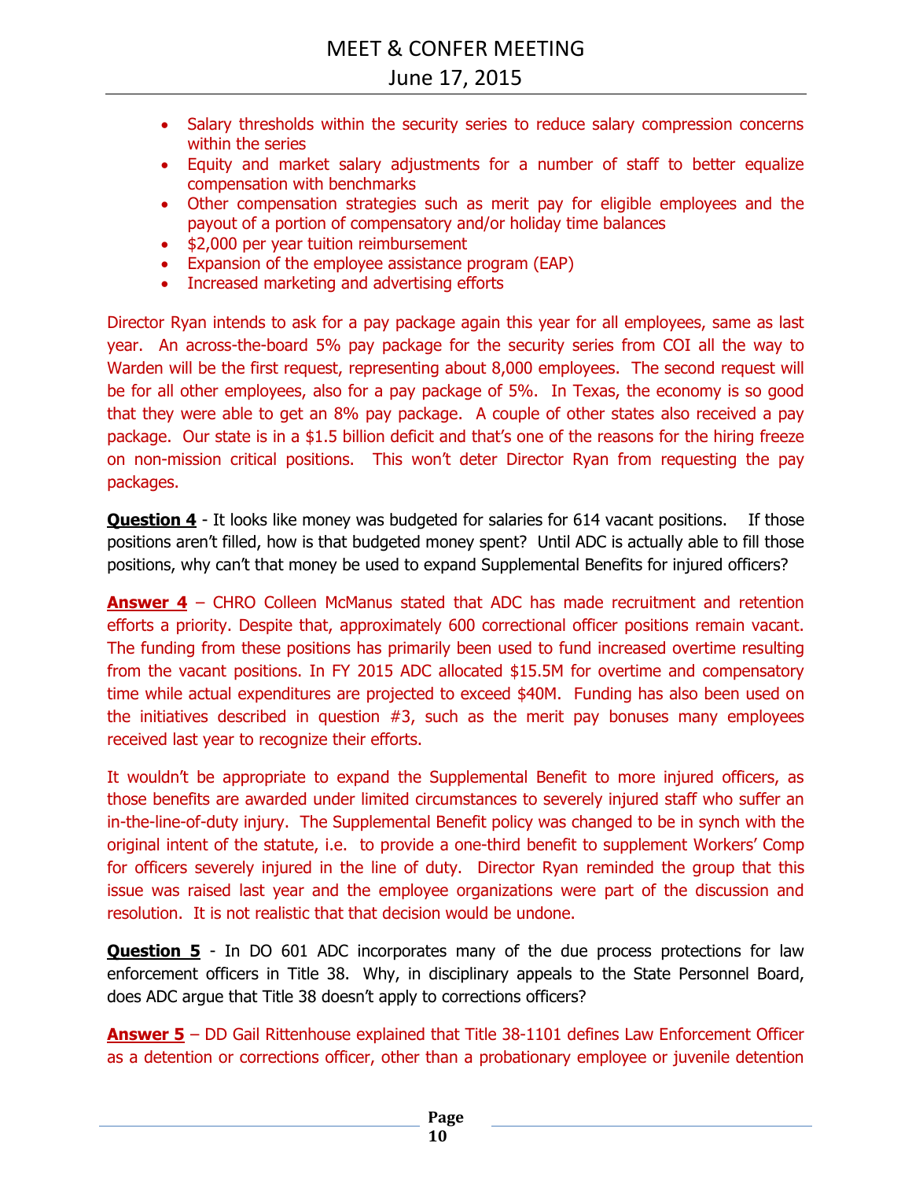- Salary thresholds within the security series to reduce salary compression concerns within the series
- Equity and market salary adjustments for a number of staff to better equalize compensation with benchmarks
- Other compensation strategies such as merit pay for eligible employees and the payout of a portion of compensatory and/or holiday time balances
- $2,000 per year tuition reimbursement
- Expansion of the employee assistance program (EAP)
- Increased marketing and advertising efforts

Director Ryan intends to ask for a pay package again this year for all employees, same as last year. An across-the-board 5% pay package for the security series from COI all the way to Warden will be the first request, representing about 8,000 employees. The second request will be for all other employees, also for a pay package of 5%. In Texas, the economy is so good that they were able to get an 8% pay package. A couple of other states also received a pay package. Our state is in a $1.5 billion deficit and that's one of the reasons for the hiring freeze on non-mission critical positions. This won't deter Director Ryan from requesting the pay packages.

**Question 4** - It looks like money was budgeted for salaries for 614 vacant positions. If those positions aren't filled, how is that budgeted money spent? Until ADC is actually able to fill those positions, why can't that money be used to expand Supplemental Benefits for injured officers?

**Answer 4** – CHRO Colleen McManus stated that ADC has made recruitment and retention efforts a priority. Despite that, approximately 600 correctional officer positions remain vacant. The funding from these positions has primarily been used to fund increased overtime resulting from the vacant positions. In FY 2015 ADC allocated $15.5M for overtime and compensatory time while actual expenditures are projected to exceed $40M. Funding has also been used on the initiatives described in question #3, such as the merit pay bonuses many employees received last year to recognize their efforts.

It wouldn't be appropriate to expand the Supplemental Benefit to more injured officers, as those benefits are awarded under limited circumstances to severely injured staff who suffer an in-the-line-of-duty injury. The Supplemental Benefit policy was changed to be in synch with the original intent of the statute, i.e. to provide a one-third benefit to supplement Workers' Comp for officers severely injured in the line of duty. Director Ryan reminded the group that this issue was raised last year and the employee organizations were part of the discussion and resolution. It is not realistic that that decision would be undone.

**Question 5** - In DO 601 ADC incorporates many of the due process protections for law enforcement officers in Title 38. Why, in disciplinary appeals to the State Personnel Board, does ADC argue that Title 38 doesn't apply to corrections officers?

**Answer 5** – DD Gail Rittenhouse explained that Title 38-1101 defines Law Enforcement Officer as a detention or corrections officer, other than a probationary employee or juvenile detention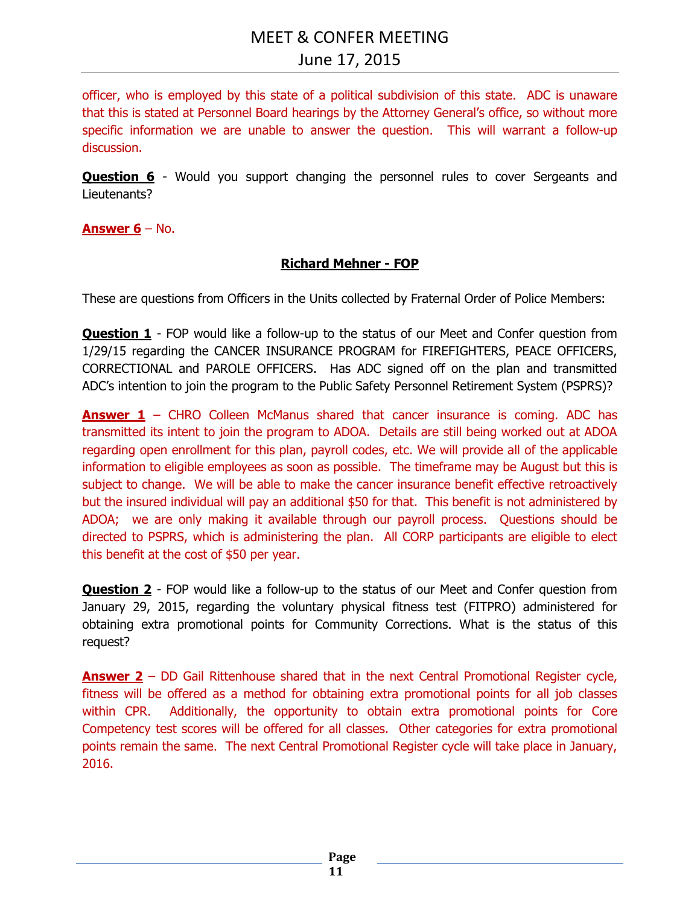officer, who is employed by this state of a political subdivision of this state. ADC is unaware that this is stated at Personnel Board hearings by the Attorney General's office, so without more specific information we are unable to answer the question. This will warrant a follow-up discussion.

**Question 6** - Would you support changing the personnel rules to cover Sergeants and Lieutenants?

**Answer 6** – No.

## Richard Mehner - FOP

These are questions from Officers in the Units collected by Fraternal Order of Police Members:

**Question 1** - FOP would like a follow-up to the status of our Meet and Confer question from 1/29/15 regarding the CANCER INSURANCE PROGRAM for FIREFIGHTERS, PEACE OFFICERS, CORRECTIONAL and PAROLE OFFICERS. Has ADC signed off on the plan and transmitted ADC's intention to join the program to the Public Safety Personnel Retirement System (PSPRS)?

**Answer 1** – CHRO Colleen McManus shared that cancer insurance is coming. ADC has transmitted its intent to join the program to ADOA. Details are still being worked out at ADOA regarding open enrollment for this plan, payroll codes, etc. We will provide all of the applicable information to eligible employees as soon as possible. The timeframe may be August but this is subject to change. We will be able to make the cancer insurance benefit effective retroactively but the insured individual will pay an additional $50 for that. This benefit is not administered by ADOA; we are only making it available through our payroll process. Questions should be directed to PSPRS, which is administering the plan. All CORP participants are eligible to elect this benefit at the cost of $50 per year.

**Question 2** - FOP would like a follow-up to the status of our Meet and Confer question from January 29, 2015, regarding the voluntary physical fitness test (FITPRO) administered for obtaining extra promotional points for Community Corrections. What is the status of this request?

**Answer 2** – DD Gail Rittenhouse shared that in the next Central Promotional Register cycle, fitness will be offered as a method for obtaining extra promotional points for all job classes within CPR. Additionally, the opportunity to obtain extra promotional points for Core Competency test scores will be offered for all classes. Other categories for extra promotional points remain the same. The next Central Promotional Register cycle will take place in January, 2016.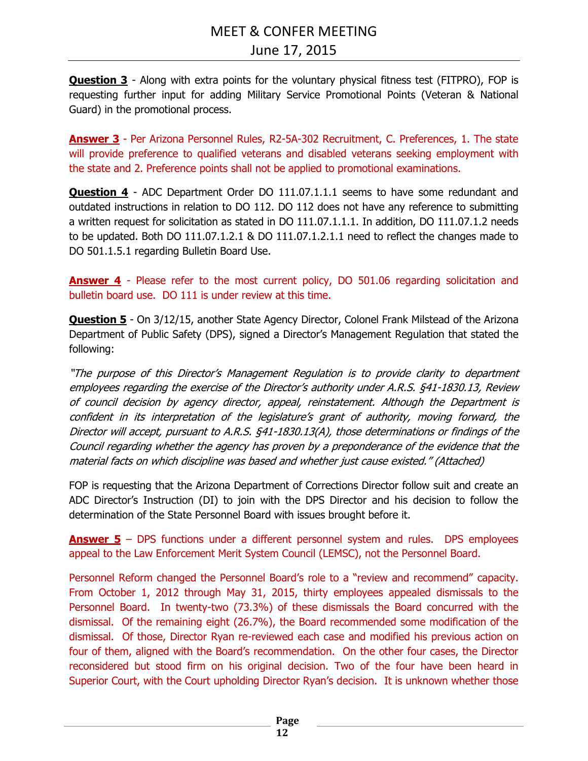**Question 3** - Along with extra points for the voluntary physical fitness test (FITPRO), FOP is requesting further input for adding Military Service Promotional Points (Veteran & National Guard) in the promotional process.

**Answer 3** - Per Arizona Personnel Rules, R2-5A-302 Recruitment, C. Preferences, 1. The state will provide preference to qualified veterans and disabled veterans seeking employment with the state and 2. Preference points shall not be applied to promotional examinations.

**Question 4** - ADC Department Order DO 111.07.1.1.1 seems to have some redundant and outdated instructions in relation to DO 112. DO 112 does not have any reference to submitting a written request for solicitation as stated in DO 111.07.1.1.1. In addition, DO 111.07.1.2 needs to be updated. Both DO 111.07.1.2.1 & DO 111.07.1.2.1.1 need to reflect the changes made to DO 501.1.5.1 regarding Bulletin Board Use.

**Answer 4** - Please refer to the most current policy, DO 501.06 regarding solicitation and bulletin board use. DO 111 is under review at this time.

**Question 5** - On 3/12/15, another State Agency Director, Colonel Frank Milstead of the Arizona Department of Public Safety (DPS), signed a Director's Management Regulation that stated the following:

*"The purpose of this Director's Management Regulation is to provide clarity to department employees regarding the exercise of the Director's authority under A.R.S. §41-1830.13, Review of council decision by agency director, appeal, reinstatement. Although the Department is confident in its interpretation of the legislature's grant of authority, moving forward, the Director will accept, pursuant to A.R.S. §41-1830.13(A), those determinations or findings of the Council regarding whether the agency has proven by a preponderance of the evidence that the material facts on which discipline was based and whether just cause existed." (Attached)*

FOP is requesting that the Arizona Department of Corrections Director follow suit and create an ADC Director's Instruction (DI) to join with the DPS Director and his decision to follow the determination of the State Personnel Board with issues brought before it.

**Answer 5** – DPS functions under a different personnel system and rules. DPS employees appeal to the Law Enforcement Merit System Council (LEMSC), not the Personnel Board.

Personnel Reform changed the Personnel Board's role to a "review and recommend" capacity. From October 1, 2012 through May 31, 2015, thirty employees appealed dismissals to the Personnel Board. In twenty-two (73.3%) of these dismissals the Board concurred with the dismissal. Of the remaining eight (26.7%), the Board recommended some modification of the dismissal. Of those, Director Ryan re-reviewed each case and modified his previous action on four of them, aligned with the Board's recommendation. On the other four cases, the Director reconsidered but stood firm on his original decision. Two of the four have been heard in Superior Court, with the Court upholding Director Ryan's decision. It is unknown whether those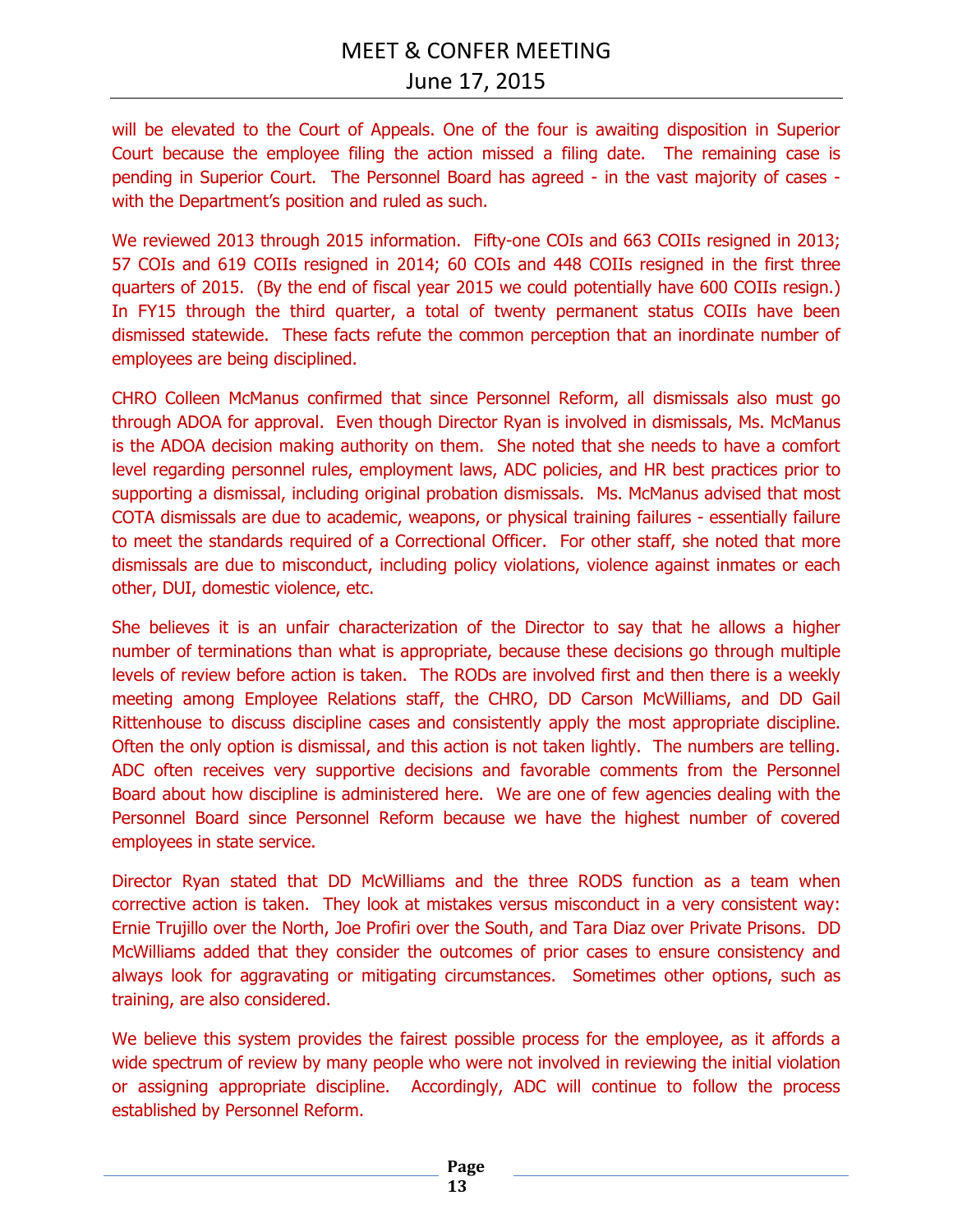will be elevated to the Court of Appeals. One of the four is awaiting disposition in Superior Court because the employee filing the action missed a filing date. The remaining case is pending in Superior Court. The Personnel Board has agreed - in the vast majority of cases - with the Department's position and ruled as such.

We reviewed 2013 through 2015 information. Fifty-one COIs and 663 COIIs resigned in 2013; 57 COIs and 619 COIIs resigned in 2014; 60 COIs and 448 COIIs resigned in the first three quarters of 2015. (By the end of fiscal year 2015 we could potentially have 600 COIIs resign.) In FY15 through the third quarter, a total of twenty permanent status COIIs have been dismissed statewide. These facts refute the common perception that an inordinate number of employees are being disciplined.

CHRO Colleen McManus confirmed that since Personnel Reform, all dismissals also must go through ADOA for approval. Even though Director Ryan is involved in dismissals, Ms. McManus is the ADOA decision making authority on them. She noted that she needs to have a comfort level regarding personnel rules, employment laws, ADC policies, and HR best practices prior to supporting a dismissal, including original probation dismissals. Ms. McManus advised that most COTA dismissals are due to academic, weapons, or physical training failures - essentially failure to meet the standards required of a Correctional Officer. For other staff, she noted that more dismissals are due to misconduct, including policy violations, violence against inmates or each other, DUI, domestic violence, etc.

She believes it is an unfair characterization of the Director to say that he allows a higher number of terminations than what is appropriate, because these decisions go through multiple levels of review before action is taken. The RODs are involved first and then there is a weekly meeting among Employee Relations staff, the CHRO, DD Carson McWilliams, and DD Gail Rittenhouse to discuss discipline cases and consistently apply the most appropriate discipline. Often the only option is dismissal, and this action is not taken lightly. The numbers are telling. ADC often receives very supportive decisions and favorable comments from the Personnel Board about how discipline is administered here. We are one of few agencies dealing with the Personnel Board since Personnel Reform because we have the highest number of covered employees in state service.

Director Ryan stated that DD McWilliams and the three RODS function as a team when corrective action is taken. They look at mistakes versus misconduct in a very consistent way: Ernie Trujillo over the North, Joe Profiri over the South, and Tara Diaz over Private Prisons. DD McWilliams added that they consider the outcomes of prior cases to ensure consistency and always look for aggravating or mitigating circumstances. Sometimes other options, such as training, are also considered.

We believe this system provides the fairest possible process for the employee, as it affords a wide spectrum of review by many people who were not involved in reviewing the initial violation or assigning appropriate discipline. Accordingly, ADC will continue to follow the process established by Personnel Reform.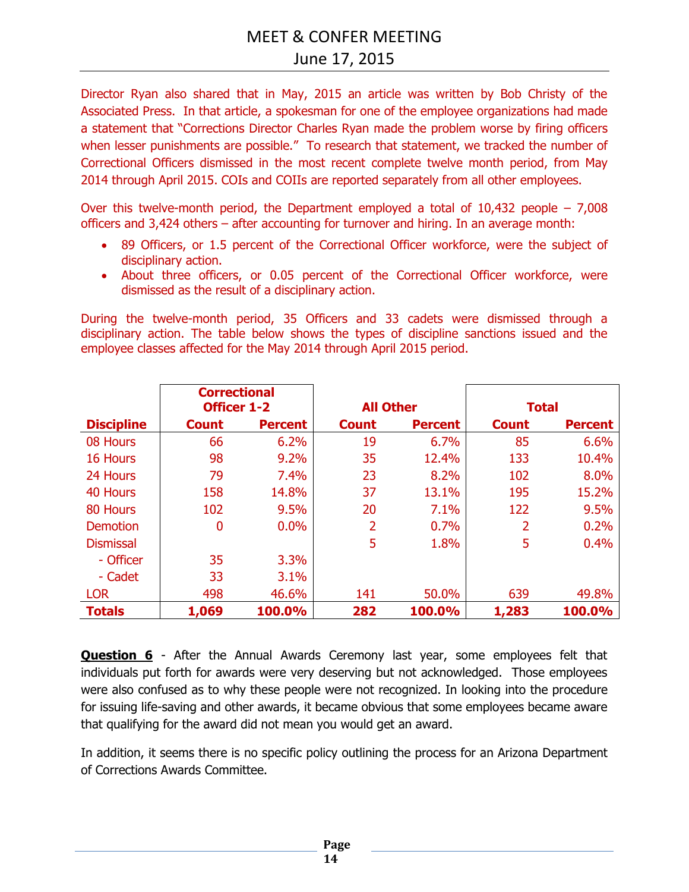Director Ryan also shared that in May, 2015 an article was written by Bob Christy of the Associated Press. In that article, a spokesman for one of the employee organizations had made a statement that "Corrections Director Charles Ryan made the problem worse by firing officers when lesser punishments are possible." To research that statement, we tracked the number of Correctional Officers dismissed in the most recent complete twelve month period, from May 2014 through April 2015. COIs and COIIs are reported separately from all other employees.

Over this twelve-month period, the Department employed a total of 10,432 people – 7,008 officers and 3,424 others – after accounting for turnover and hiring. In an average month:

- 89 Officers, or 1.5 percent of the Correctional Officer workforce, were the subject of disciplinary action.
- About three officers, or 0.05 percent of the Correctional Officer workforce, were dismissed as the result of a disciplinary action.

During the twelve-month period, 35 Officers and 33 cadets were dismissed through a disciplinary action. The table below shows the types of discipline sanctions issued and the employee classes affected for the May 2014 through April 2015 period.

| | Correctional Officer 1-2 | | All Other | | Total | |
|---|---|---|---|---|---|---|
| **Discipline** | **Count** | **Percent** | **Count** | **Percent** | **Count** | **Percent** |
| 08 Hours | 66 | 6.2% | 19 | 6.7% | 85 | 6.6% |
| 16 Hours | 98 | 9.2% | 35 | 12.4% | 133 | 10.4% |
| 24 Hours | 79 | 7.4% | 23 | 8.2% | 102 | 8.0% |
| 40 Hours | 158 | 14.8% | 37 | 13.1% | 195 | 15.2% |
| 80 Hours | 102 | 9.5% | 20 | 7.1% | 122 | 9.5% |
| Demotion | 0 | 0.0% | 2 | 0.7% | 2 | 0.2% |
| Dismissal | | | 5 | 1.8% | 5 | 0.4% |
| - Officer | 35 | 3.3% | | | | |
| - Cadet | 33 | 3.1% | | | | |
| LOR | 498 | 46.6% | 141 | 50.0% | 639 | 49.8% |
| **Totals** | **1,069** | **100.0%** | **282** | **100.0%** | **1,283** | **100.0%** |

**Question 6** - After the Annual Awards Ceremony last year, some employees felt that individuals put forth for awards were very deserving but not acknowledged. Those employees were also confused as to why these people were not recognized. In looking into the procedure for issuing life-saving and other awards, it became obvious that some employees became aware that qualifying for the award did not mean you would get an award.

In addition, it seems there is no specific policy outlining the process for an Arizona Department of Corrections Awards Committee.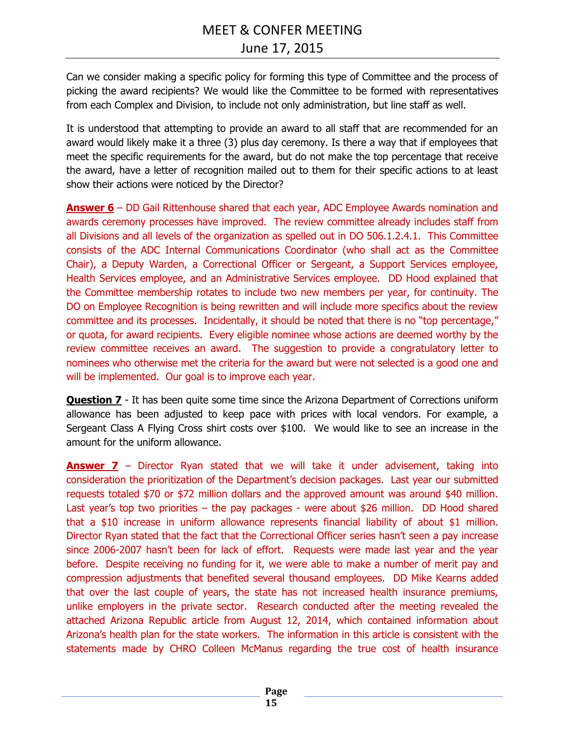Can we consider making a specific policy for forming this type of Committee and the process of picking the award recipients? We would like the Committee to be formed with representatives from each Complex and Division, to include not only administration, but line staff as well.

It is understood that attempting to provide an award to all staff that are recommended for an award would likely make it a three (3) plus day ceremony. Is there a way that if employees that meet the specific requirements for the award, but do not make the top percentage that receive the award, have a letter of recognition mailed out to them for their specific actions to at least show their actions were noticed by the Director?

**Answer 6** – DD Gail Rittenhouse shared that each year, ADC Employee Awards nomination and awards ceremony processes have improved. The review committee already includes staff from all Divisions and all levels of the organization as spelled out in DO 506.1.2.4.1. This Committee consists of the ADC Internal Communications Coordinator (who shall act as the Committee Chair), a Deputy Warden, a Correctional Officer or Sergeant, a Support Services employee, Health Services employee, and an Administrative Services employee. DD Hood explained that the Committee membership rotates to include two new members per year, for continuity. The DO on Employee Recognition is being rewritten and will include more specifics about the review committee and its processes. Incidentally, it should be noted that there is no "top percentage," or quota, for award recipients. Every eligible nominee whose actions are deemed worthy by the review committee receives an award. The suggestion to provide a congratulatory letter to nominees who otherwise met the criteria for the award but were not selected is a good one and will be implemented. Our goal is to improve each year.

**Question 7** - It has been quite some time since the Arizona Department of Corrections uniform allowance has been adjusted to keep pace with prices with local vendors. For example, a Sergeant Class A Flying Cross shirt costs over $100. We would like to see an increase in the amount for the uniform allowance.

**Answer 7** – Director Ryan stated that we will take it under advisement, taking into consideration the prioritization of the Department's decision packages. Last year our submitted requests totaled $70 or $72 million dollars and the approved amount was around $40 million. Last year's top two priorities – the pay packages - were about $26 million. DD Hood shared that a $10 increase in uniform allowance represents financial liability of about $1 million. Director Ryan stated that the fact that the Correctional Officer series hasn't seen a pay increase since 2006-2007 hasn't been for lack of effort. Requests were made last year and the year before. Despite receiving no funding for it, we were able to make a number of merit pay and compression adjustments that benefited several thousand employees. DD Mike Kearns added that over the last couple of years, the state has not increased health insurance premiums, unlike employers in the private sector. Research conducted after the meeting revealed the attached Arizona Republic article from August 12, 2014, which contained information about Arizona's health plan for the state workers. The information in this article is consistent with the statements made by CHRO Colleen McManus regarding the true cost of health insurance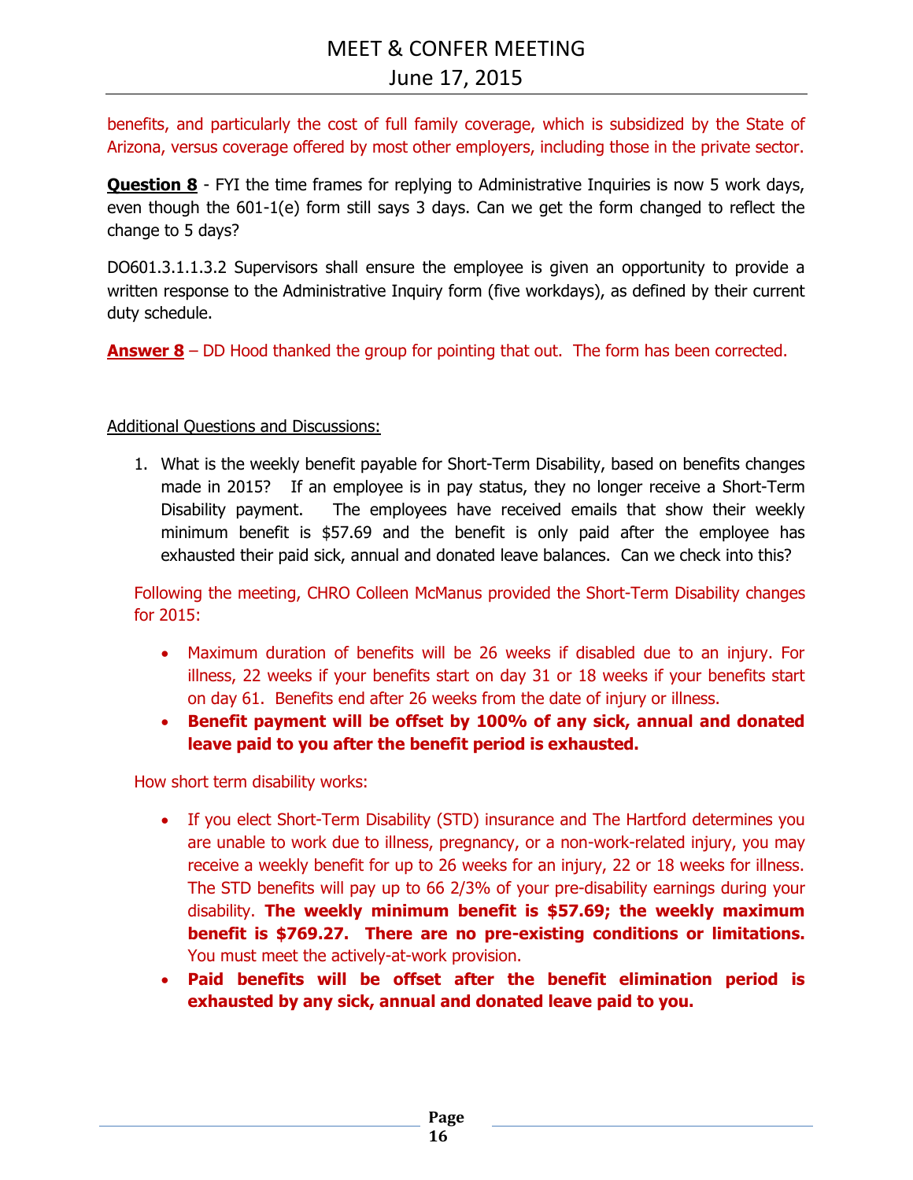benefits, and particularly the cost of full family coverage, which is subsidized by the State of Arizona, versus coverage offered by most other employers, including those in the private sector.

**Question 8** - FYI the time frames for replying to Administrative Inquiries is now 5 work days, even though the 601-1(e) form still says 3 days. Can we get the form changed to reflect the change to 5 days?

DO601.3.1.1.3.2 Supervisors shall ensure the employee is given an opportunity to provide a written response to the Administrative Inquiry form (five workdays), as defined by their current duty schedule.

**Answer 8** – DD Hood thanked the group for pointing that out. The form has been corrected.

Additional Questions and Discussions:

1. What is the weekly benefit payable for Short-Term Disability, based on benefits changes made in 2015? If an employee is in pay status, they no longer receive a Short-Term Disability payment. The employees have received emails that show their weekly minimum benefit is $57.69 and the benefit is only paid after the employee has exhausted their paid sick, annual and donated leave balances. Can we check into this?

Following the meeting, CHRO Colleen McManus provided the Short-Term Disability changes for 2015:

- Maximum duration of benefits will be 26 weeks if disabled due to an injury. For illness, 22 weeks if your benefits start on day 31 or 18 weeks if your benefits start on day 61. Benefits end after 26 weeks from the date of injury or illness.
- **Benefit payment will be offset by 100% of any sick, annual and donated leave paid to you after the benefit period is exhausted.**

How short term disability works:

- If you elect Short-Term Disability (STD) insurance and The Hartford determines you are unable to work due to illness, pregnancy, or a non-work-related injury, you may receive a weekly benefit for up to 26 weeks for an injury, 22 or 18 weeks for illness. The STD benefits will pay up to 66 2/3% of your pre-disability earnings during your disability. **The weekly minimum benefit is $57.69; the weekly maximum benefit is $769.27. There are no pre-existing conditions or limitations.** You must meet the actively-at-work provision.
- **Paid benefits will be offset after the benefit elimination period is exhausted by any sick, annual and donated leave paid to you.**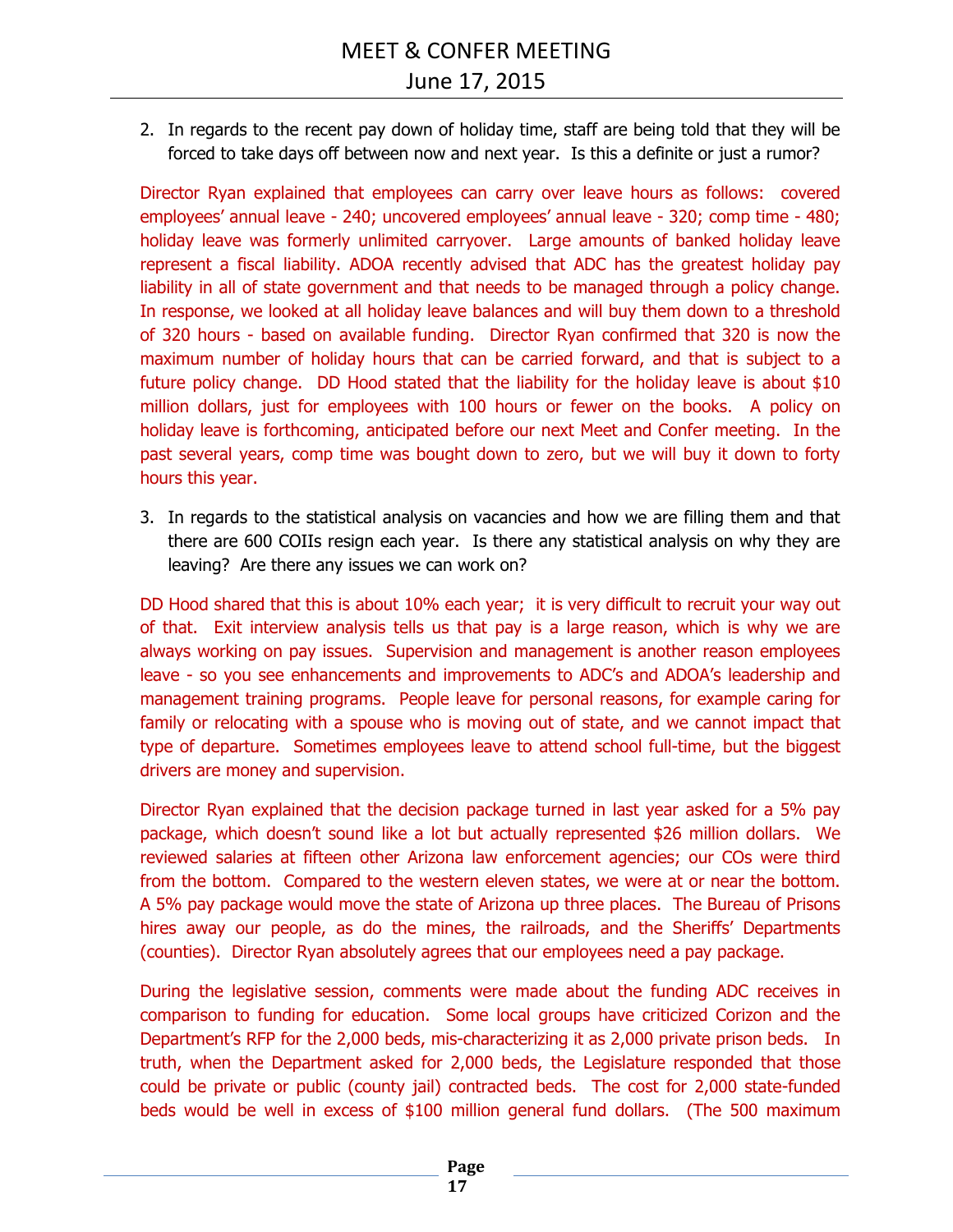2. In regards to the recent pay down of holiday time, staff are being told that they will be forced to take days off between now and next year. Is this a definite or just a rumor?

Director Ryan explained that employees can carry over leave hours as follows: covered employees' annual leave - 240; uncovered employees' annual leave - 320; comp time - 480; holiday leave was formerly unlimited carryover. Large amounts of banked holiday leave represent a fiscal liability. ADOA recently advised that ADC has the greatest holiday pay liability in all of state government and that needs to be managed through a policy change. In response, we looked at all holiday leave balances and will buy them down to a threshold of 320 hours - based on available funding. Director Ryan confirmed that 320 is now the maximum number of holiday hours that can be carried forward, and that is subject to a future policy change. DD Hood stated that the liability for the holiday leave is about $10 million dollars, just for employees with 100 hours or fewer on the books. A policy on holiday leave is forthcoming, anticipated before our next Meet and Confer meeting. In the past several years, comp time was bought down to zero, but we will buy it down to forty hours this year.

3. In regards to the statistical analysis on vacancies and how we are filling them and that there are 600 COIIs resign each year. Is there any statistical analysis on why they are leaving? Are there any issues we can work on?

DD Hood shared that this is about 10% each year; it is very difficult to recruit your way out of that. Exit interview analysis tells us that pay is a large reason, which is why we are always working on pay issues. Supervision and management is another reason employees leave - so you see enhancements and improvements to ADC's and ADOA's leadership and management training programs. People leave for personal reasons, for example caring for family or relocating with a spouse who is moving out of state, and we cannot impact that type of departure. Sometimes employees leave to attend school full-time, but the biggest drivers are money and supervision.

Director Ryan explained that the decision package turned in last year asked for a 5% pay package, which doesn't sound like a lot but actually represented $26 million dollars. We reviewed salaries at fifteen other Arizona law enforcement agencies; our COs were third from the bottom. Compared to the western eleven states, we were at or near the bottom. A 5% pay package would move the state of Arizona up three places. The Bureau of Prisons hires away our people, as do the mines, the railroads, and the Sheriffs' Departments (counties). Director Ryan absolutely agrees that our employees need a pay package.

During the legislative session, comments were made about the funding ADC receives in comparison to funding for education. Some local groups have criticized Corizon and the Department's RFP for the 2,000 beds, mis-characterizing it as 2,000 private prison beds. In truth, when the Department asked for 2,000 beds, the Legislature responded that those could be private or public (county jail) contracted beds. The cost for 2,000 state-funded beds would be well in excess of $100 million general fund dollars. (The 500 maximum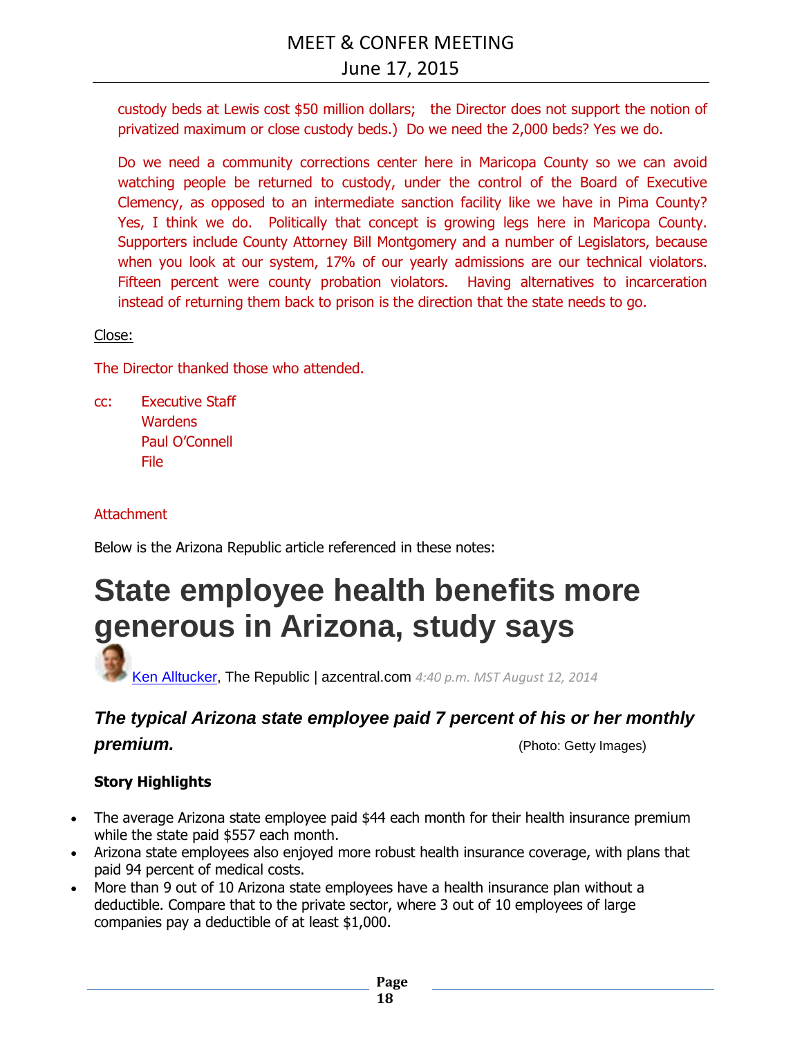custody beds at Lewis cost $50 million dollars; the Director does not support the notion of privatized maximum or close custody beds.) Do we need the 2,000 beds? Yes we do.

Do we need a community corrections center here in Maricopa County so we can avoid watching people be returned to custody, under the control of the Board of Executive Clemency, as opposed to an intermediate sanction facility like we have in Pima County? Yes, I think we do. Politically that concept is growing legs here in Maricopa County. Supporters include County Attorney Bill Montgomery and a number of Legislators, because when you look at our system, 17% of our yearly admissions are our technical violators. Fifteen percent were county probation violators. Having alternatives to incarceration instead of returning them back to prison is the direction that the state needs to go.

Close:

The Director thanked those who attended.

cc: Executive Staff
Wardens
Paul O'Connell
File

Attachment

Below is the Arizona Republic article referenced in these notes:

# State employee health benefits more generous in Arizona, study says

Ken Alltucker, The Republic | azcentral.com *4:40 p.m. MST August 12, 2014*

***The typical Arizona state employee paid 7 percent of his or her monthly premium.*** (Photo: Getty Images)

**Story Highlights**

- The average Arizona state employee paid $44 each month for their health insurance premium while the state paid $557 each month.
- Arizona state employees also enjoyed more robust health insurance coverage, with plans that paid 94 percent of medical costs.
- More than 9 out of 10 Arizona state employees have a health insurance plan without a deductible. Compare that to the private sector, where 3 out of 10 employees of large companies pay a deductible of at least $1,000.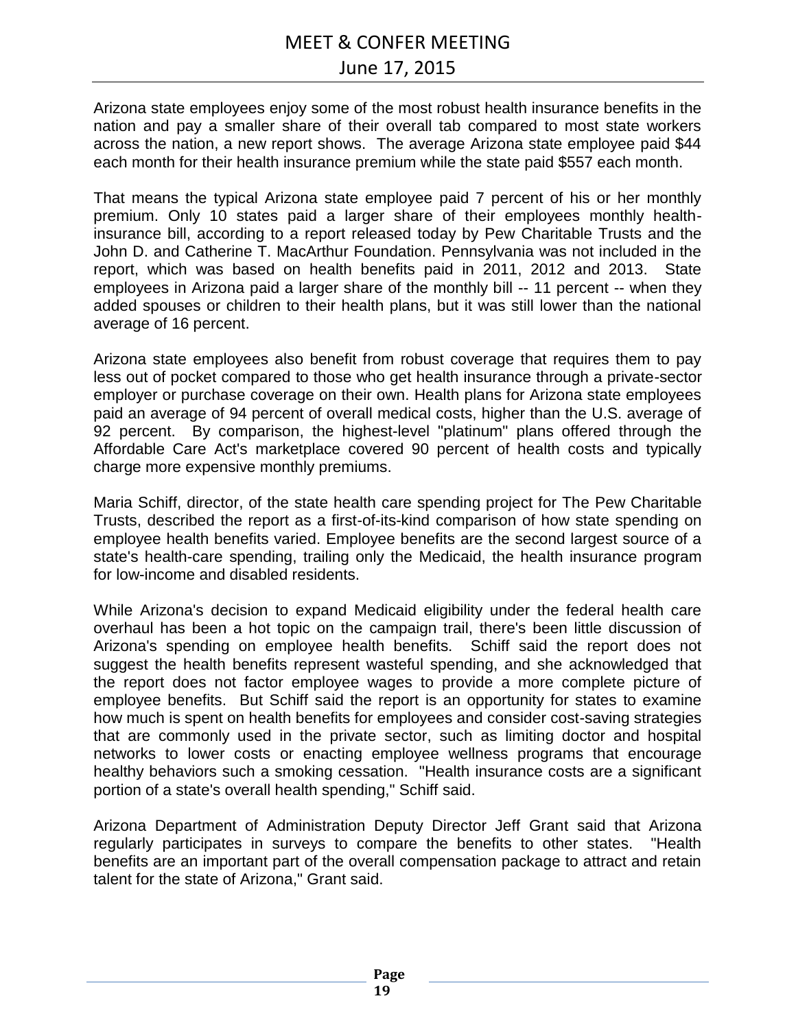Arizona state employees enjoy some of the most robust health insurance benefits in the nation and pay a smaller share of their overall tab compared to most state workers across the nation, a new report shows. The average Arizona state employee paid $44 each month for their health insurance premium while the state paid $557 each month.

That means the typical Arizona state employee paid 7 percent of his or her monthly premium. Only 10 states paid a larger share of their employees monthly health-insurance bill, according to a report released today by Pew Charitable Trusts and the John D. and Catherine T. MacArthur Foundation. Pennsylvania was not included in the report, which was based on health benefits paid in 2011, 2012 and 2013. State employees in Arizona paid a larger share of the monthly bill -- 11 percent -- when they added spouses or children to their health plans, but it was still lower than the national average of 16 percent.

Arizona state employees also benefit from robust coverage that requires them to pay less out of pocket compared to those who get health insurance through a private-sector employer or purchase coverage on their own. Health plans for Arizona state employees paid an average of 94 percent of overall medical costs, higher than the U.S. average of 92 percent. By comparison, the highest-level "platinum" plans offered through the Affordable Care Act's marketplace covered 90 percent of health costs and typically charge more expensive monthly premiums.

Maria Schiff, director, of the state health care spending project for The Pew Charitable Trusts, described the report as a first-of-its-kind comparison of how state spending on employee health benefits varied. Employee benefits are the second largest source of a state's health-care spending, trailing only the Medicaid, the health insurance program for low-income and disabled residents.

While Arizona's decision to expand Medicaid eligibility under the federal health care overhaul has been a hot topic on the campaign trail, there's been little discussion of Arizona's spending on employee health benefits. Schiff said the report does not suggest the health benefits represent wasteful spending, and she acknowledged that the report does not factor employee wages to provide a more complete picture of employee benefits. But Schiff said the report is an opportunity for states to examine how much is spent on health benefits for employees and consider cost-saving strategies that are commonly used in the private sector, such as limiting doctor and hospital networks to lower costs or enacting employee wellness programs that encourage healthy behaviors such a smoking cessation. "Health insurance costs are a significant portion of a state's overall health spending," Schiff said.

Arizona Department of Administration Deputy Director Jeff Grant said that Arizona regularly participates in surveys to compare the benefits to other states. "Health benefits are an important part of the overall compensation package to attract and retain talent for the state of Arizona," Grant said.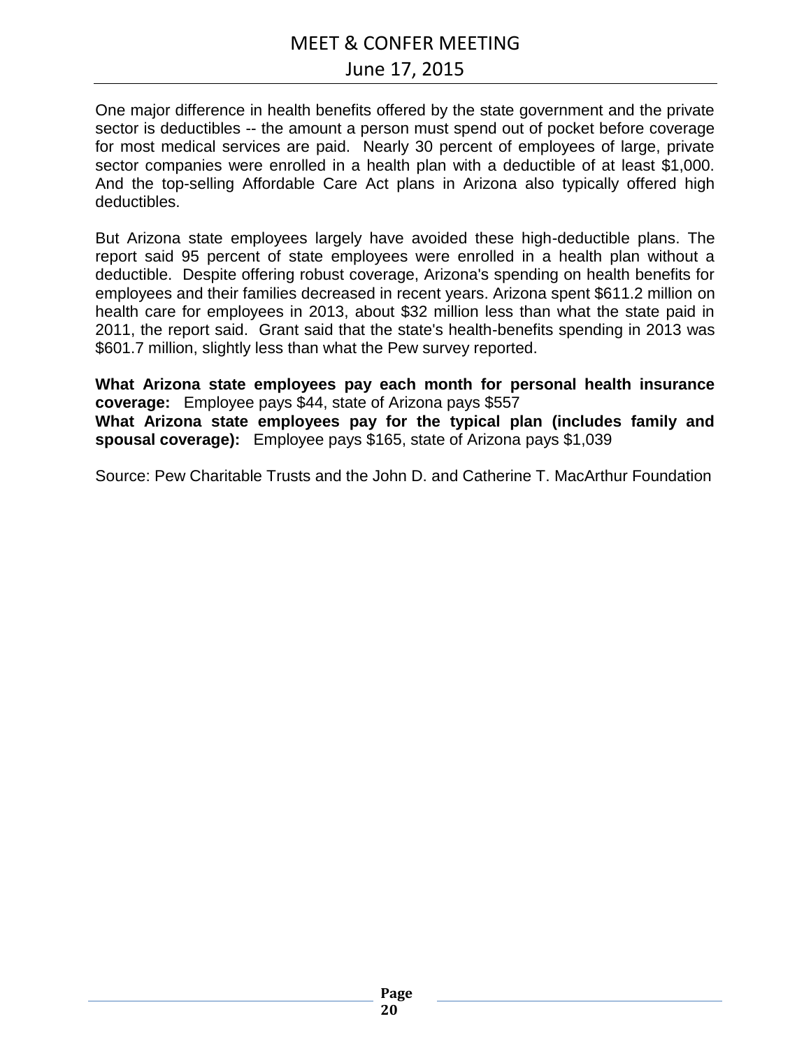One major difference in health benefits offered by the state government and the private sector is deductibles -- the amount a person must spend out of pocket before coverage for most medical services are paid. Nearly 30 percent of employees of large, private sector companies were enrolled in a health plan with a deductible of at least $1,000. And the top-selling Affordable Care Act plans in Arizona also typically offered high deductibles.

But Arizona state employees largely have avoided these high-deductible plans. The report said 95 percent of state employees were enrolled in a health plan without a deductible. Despite offering robust coverage, Arizona's spending on health benefits for employees and their families decreased in recent years. Arizona spent $611.2 million on health care for employees in 2013, about $32 million less than what the state paid in 2011, the report said. Grant said that the state's health-benefits spending in 2013 was $601.7 million, slightly less than what the Pew survey reported.

**What Arizona state employees pay each month for personal health insurance coverage:** Employee pays $44, state of Arizona pays $557
**What Arizona state employees pay for the typical plan (includes family and spousal coverage):** Employee pays $165, state of Arizona pays $1,039

Source: Pew Charitable Trusts and the John D. and Catherine T. MacArthur Foundation